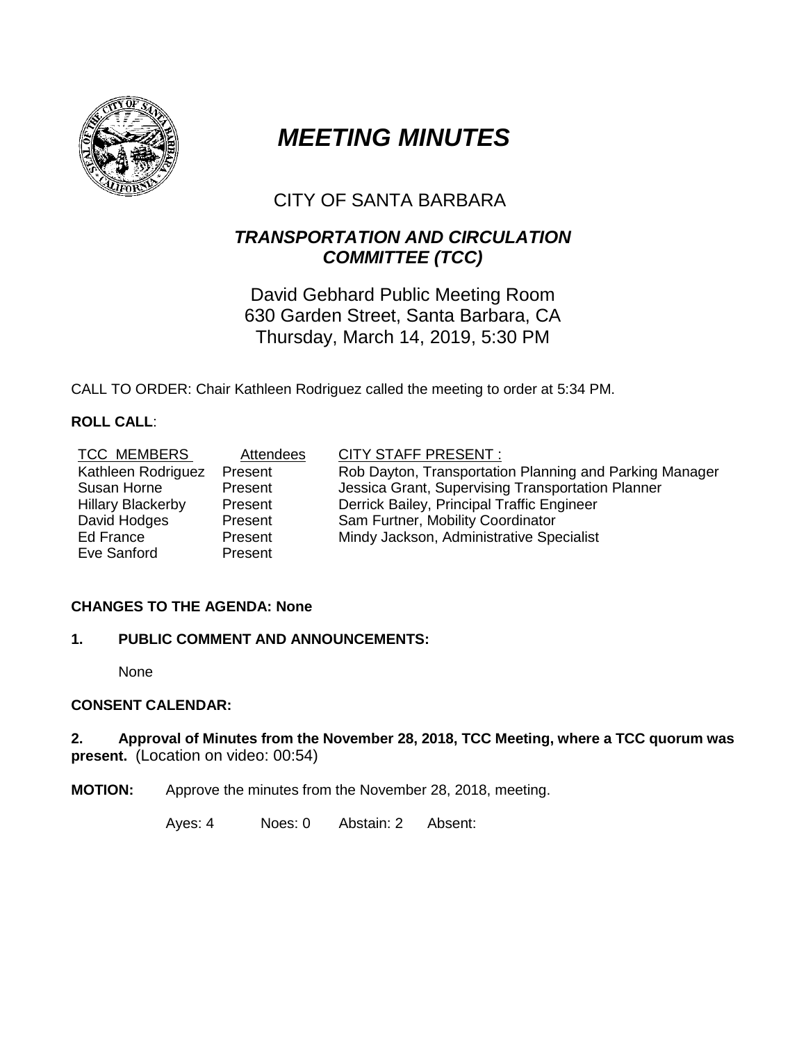# *MEETING MINUTES*

## CITY OF SANTA BARBARA

### *TRANSPORTATION AND CIRCULATION COMMITTEE (TCC)*

David Gebhard Public Meeting Room
630 Garden Street, Santa Barbara, CA
Thursday, March 14, 2019, 5:30 PM

CALL TO ORDER: Chair Kathleen Rodriguez called the meeting to order at 5:34 PM.

**ROLL CALL**:

| TCC MEMBERS | Attendees | CITY STAFF PRESENT : |
|---|---|---|
| Kathleen Rodriguez | Present | Rob Dayton, Transportation Planning and Parking Manager |
| Susan Horne | Present | Jessica Grant, Supervising Transportation Planner |
| Hillary Blackerby | Present | Derrick Bailey, Principal Traffic Engineer |
| David Hodges | Present | Sam Furtner, Mobility Coordinator |
| Ed France | Present | Mindy Jackson, Administrative Specialist |
| Eve Sanford | Present | |

**CHANGES TO THE AGENDA: None**

**1. PUBLIC COMMENT AND ANNOUNCEMENTS:**

None

**CONSENT CALENDAR:**

**2. Approval of Minutes from the November 28, 2018, TCC Meeting, where a TCC quorum was present.** (Location on video: 00:54)

**MOTION:** Approve the minutes from the November 28, 2018, meeting.

Ayes: 4 Noes: 0 Abstain: 2 Absent: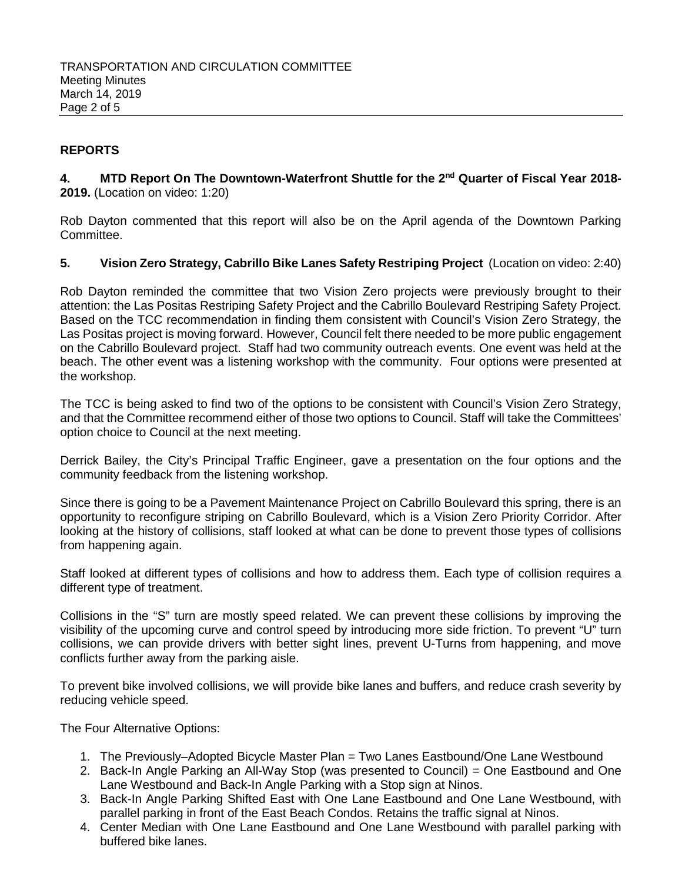## REPORTS

**4. MTD Report On The Downtown-Waterfront Shuttle for the 2nd Quarter of Fiscal Year 2018-2019.** (Location on video: 1:20)

Rob Dayton commented that this report will also be on the April agenda of the Downtown Parking Committee.

**5. Vision Zero Strategy, Cabrillo Bike Lanes Safety Restriping Project** (Location on video: 2:40)

Rob Dayton reminded the committee that two Vision Zero projects were previously brought to their attention: the Las Positas Restriping Safety Project and the Cabrillo Boulevard Restriping Safety Project. Based on the TCC recommendation in finding them consistent with Council's Vision Zero Strategy, the Las Positas project is moving forward. However, Council felt there needed to be more public engagement on the Cabrillo Boulevard project. Staff had two community outreach events. One event was held at the beach. The other event was a listening workshop with the community. Four options were presented at the workshop.

The TCC is being asked to find two of the options to be consistent with Council's Vision Zero Strategy, and that the Committee recommend either of those two options to Council. Staff will take the Committees' option choice to Council at the next meeting.

Derrick Bailey, the City's Principal Traffic Engineer, gave a presentation on the four options and the community feedback from the listening workshop.

Since there is going to be a Pavement Maintenance Project on Cabrillo Boulevard this spring, there is an opportunity to reconfigure striping on Cabrillo Boulevard, which is a Vision Zero Priority Corridor. After looking at the history of collisions, staff looked at what can be done to prevent those types of collisions from happening again.

Staff looked at different types of collisions and how to address them. Each type of collision requires a different type of treatment.

Collisions in the "S" turn are mostly speed related. We can prevent these collisions by improving the visibility of the upcoming curve and control speed by introducing more side friction. To prevent "U" turn collisions, we can provide drivers with better sight lines, prevent U-Turns from happening, and move conflicts further away from the parking aisle.

To prevent bike involved collisions, we will provide bike lanes and buffers, and reduce crash severity by reducing vehicle speed.

The Four Alternative Options:

1. The Previously–Adopted Bicycle Master Plan = Two Lanes Eastbound/One Lane Westbound
2. Back-In Angle Parking an All-Way Stop (was presented to Council) = One Eastbound and One Lane Westbound and Back-In Angle Parking with a Stop sign at Ninos.
3. Back-In Angle Parking Shifted East with One Lane Eastbound and One Lane Westbound, with parallel parking in front of the East Beach Condos. Retains the traffic signal at Ninos.
4. Center Median with One Lane Eastbound and One Lane Westbound with parallel parking with buffered bike lanes.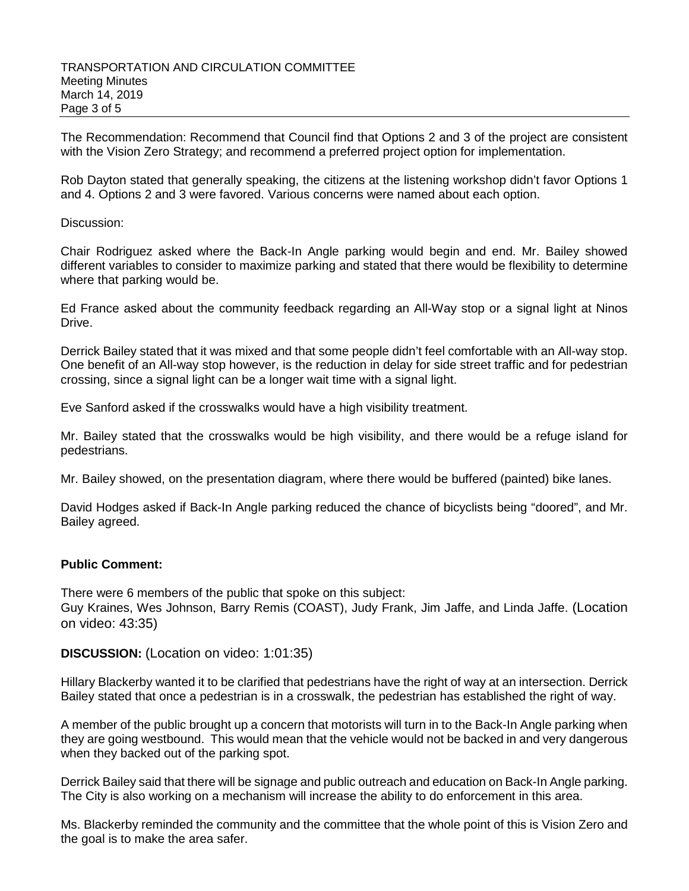The Recommendation: Recommend that Council find that Options 2 and 3 of the project are consistent with the Vision Zero Strategy; and recommend a preferred project option for implementation.

Rob Dayton stated that generally speaking, the citizens at the listening workshop didn't favor Options 1 and 4. Options 2 and 3 were favored. Various concerns were named about each option.

Discussion:

Chair Rodriguez asked where the Back-In Angle parking would begin and end. Mr. Bailey showed different variables to consider to maximize parking and stated that there would be flexibility to determine where that parking would be.

Ed France asked about the community feedback regarding an All-Way stop or a signal light at Ninos Drive.

Derrick Bailey stated that it was mixed and that some people didn't feel comfortable with an All-way stop. One benefit of an All-way stop however, is the reduction in delay for side street traffic and for pedestrian crossing, since a signal light can be a longer wait time with a signal light.

Eve Sanford asked if the crosswalks would have a high visibility treatment.

Mr. Bailey stated that the crosswalks would be high visibility, and there would be a refuge island for pedestrians.

Mr. Bailey showed, on the presentation diagram, where there would be buffered (painted) bike lanes.

David Hodges asked if Back-In Angle parking reduced the chance of bicyclists being "doored", and Mr. Bailey agreed.

**Public Comment:**

There were 6 members of the public that spoke on this subject:
Guy Kraines, Wes Johnson, Barry Remis (COAST), Judy Frank, Jim Jaffe, and Linda Jaffe. (Location on video: 43:35)

**DISCUSSION:** (Location on video: 1:01:35)

Hillary Blackerby wanted it to be clarified that pedestrians have the right of way at an intersection. Derrick Bailey stated that once a pedestrian is in a crosswalk, the pedestrian has established the right of way.

A member of the public brought up a concern that motorists will turn in to the Back-In Angle parking when they are going westbound. This would mean that the vehicle would not be backed in and very dangerous when they backed out of the parking spot.

Derrick Bailey said that there will be signage and public outreach and education on Back-In Angle parking. The City is also working on a mechanism will increase the ability to do enforcement in this area.

Ms. Blackerby reminded the community and the committee that the whole point of this is Vision Zero and the goal is to make the area safer.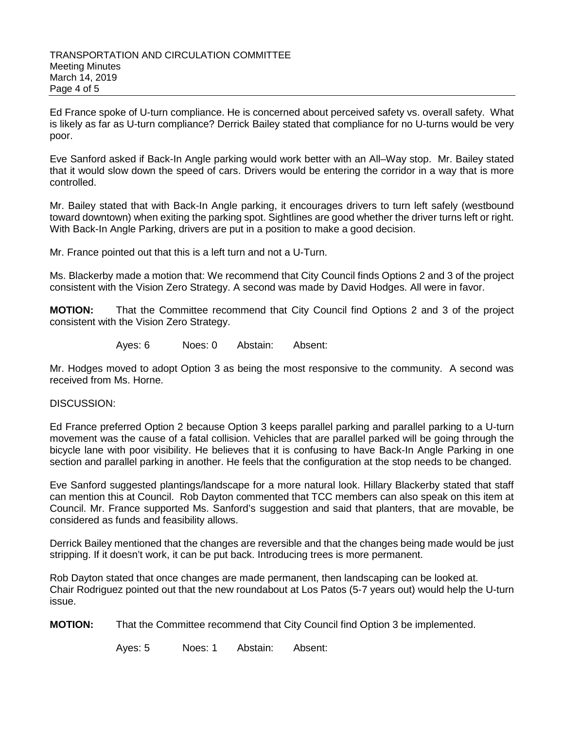Ed France spoke of U-turn compliance. He is concerned about perceived safety vs. overall safety. What is likely as far as U-turn compliance? Derrick Bailey stated that compliance for no U-turns would be very poor.

Eve Sanford asked if Back-In Angle parking would work better with an All–Way stop. Mr. Bailey stated that it would slow down the speed of cars. Drivers would be entering the corridor in a way that is more controlled.

Mr. Bailey stated that with Back-In Angle parking, it encourages drivers to turn left safely (westbound toward downtown) when exiting the parking spot. Sightlines are good whether the driver turns left or right. With Back-In Angle Parking, drivers are put in a position to make a good decision.

Mr. France pointed out that this is a left turn and not a U-Turn.

Ms. Blackerby made a motion that: We recommend that City Council finds Options 2 and 3 of the project consistent with the Vision Zero Strategy. A second was made by David Hodges. All were in favor.

**MOTION:** That the Committee recommend that City Council find Options 2 and 3 of the project consistent with the Vision Zero Strategy.

Ayes: 6 Noes: 0 Abstain: Absent:

Mr. Hodges moved to adopt Option 3 as being the most responsive to the community. A second was received from Ms. Horne.

DISCUSSION:

Ed France preferred Option 2 because Option 3 keeps parallel parking and parallel parking to a U-turn movement was the cause of a fatal collision. Vehicles that are parallel parked will be going through the bicycle lane with poor visibility. He believes that it is confusing to have Back-In Angle Parking in one section and parallel parking in another. He feels that the configuration at the stop needs to be changed.

Eve Sanford suggested plantings/landscape for a more natural look. Hillary Blackerby stated that staff can mention this at Council. Rob Dayton commented that TCC members can also speak on this item at Council. Mr. France supported Ms. Sanford's suggestion and said that planters, that are movable, be considered as funds and feasibility allows.

Derrick Bailey mentioned that the changes are reversible and that the changes being made would be just stripping. If it doesn't work, it can be put back. Introducing trees is more permanent.

Rob Dayton stated that once changes are made permanent, then landscaping can be looked at.
Chair Rodriguez pointed out that the new roundabout at Los Patos (5-7 years out) would help the U-turn issue.

**MOTION:** That the Committee recommend that City Council find Option 3 be implemented.

Ayes: 5 Noes: 1 Abstain: Absent: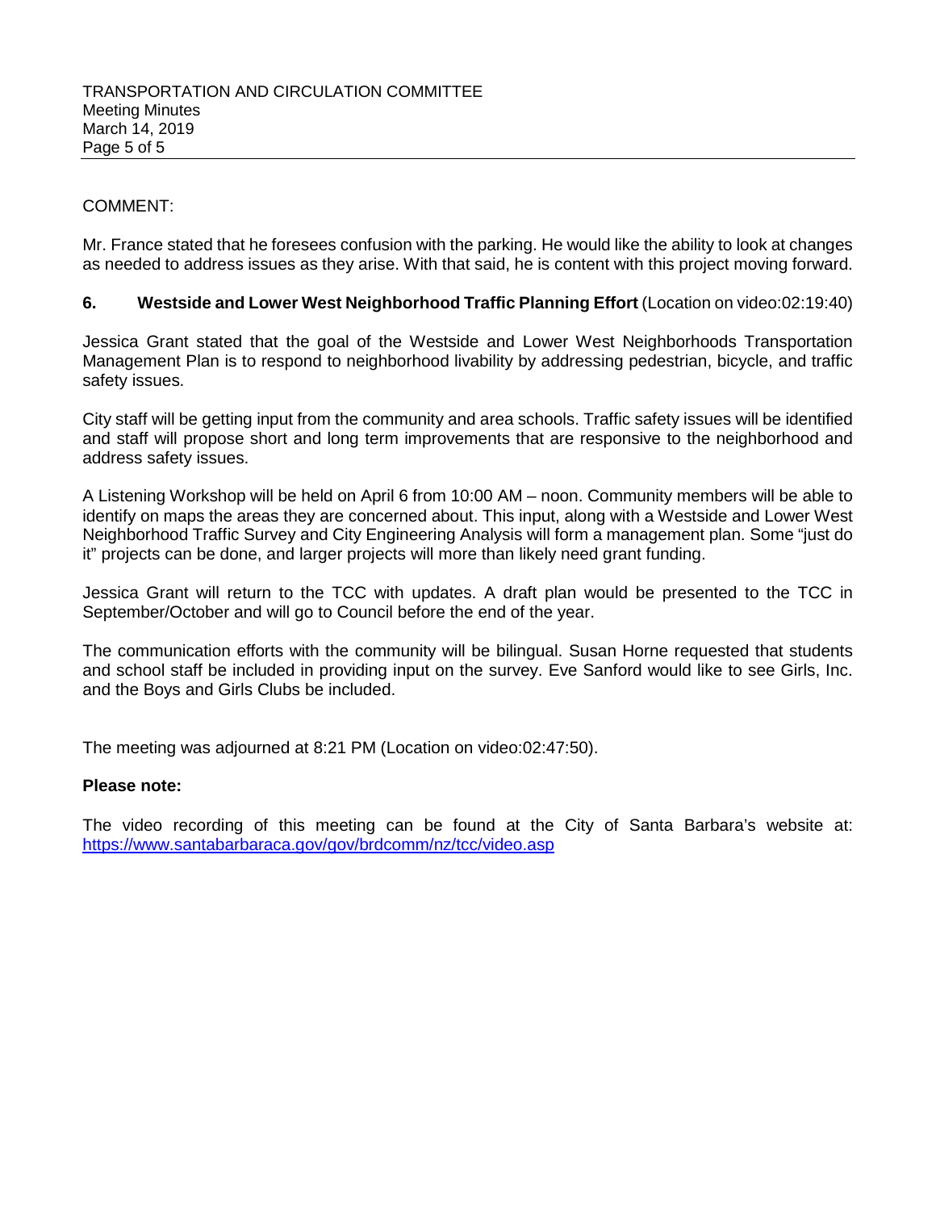COMMENT:

Mr. France stated that he foresees confusion with the parking. He would like the ability to look at changes as needed to address issues as they arise. With that said, he is content with this project moving forward.

**6. Westside and Lower West Neighborhood Traffic Planning Effort** (Location on video:02:19:40)

Jessica Grant stated that the goal of the Westside and Lower West Neighborhoods Transportation Management Plan is to respond to neighborhood livability by addressing pedestrian, bicycle, and traffic safety issues.

City staff will be getting input from the community and area schools. Traffic safety issues will be identified and staff will propose short and long term improvements that are responsive to the neighborhood and address safety issues.

A Listening Workshop will be held on April 6 from 10:00 AM – noon. Community members will be able to identify on maps the areas they are concerned about. This input, along with a Westside and Lower West Neighborhood Traffic Survey and City Engineering Analysis will form a management plan. Some "just do it" projects can be done, and larger projects will more than likely need grant funding.

Jessica Grant will return to the TCC with updates. A draft plan would be presented to the TCC in September/October and will go to Council before the end of the year.

The communication efforts with the community will be bilingual. Susan Horne requested that students and school staff be included in providing input on the survey. Eve Sanford would like to see Girls, Inc. and the Boys and Girls Clubs be included.

The meeting was adjourned at 8:21 PM (Location on video:02:47:50).

**Please note:**

The video recording of this meeting can be found at the City of Santa Barbara's website at: https://www.santabarbaraca.gov/gov/brdcomm/nz/tcc/video.asp